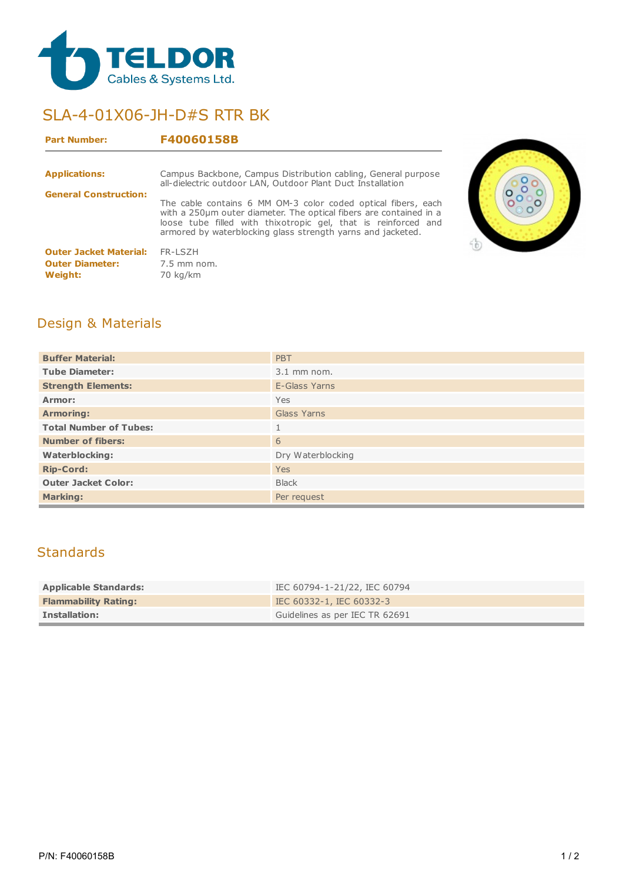# SLA-4-01X06-JH-D#S RTR BK

**Part Number:** **F40060158B**

**Applications:** Campus Backbone, Campus Distribution cabling, General purpose all-dielectric outdoor LAN, Outdoor Plant Duct Installation

**General Construction:** The cable contains 6 MM OM-3 color coded optical fibers, each with a 250µm outer diameter. The optical fibers are contained in a loose tube filled with thixotropic gel, that is reinforced and armored by waterblocking glass strength yarns and jacketed.

**Outer Jacket Material:** FR-LSZH
**Outer Diameter:** 7.5 mm nom.
**Weight:** 70 kg/km

## Design & Materials

| | |
|---|---|
| **Buffer Material:** | PBT |
| **Tube Diameter:** | 3.1 mm nom. |
| **Strength Elements:** | E-Glass Yarns |
| **Armor:** | Yes |
| **Armoring:** | Glass Yarns |
| **Total Number of Tubes:** | 1 |
| **Number of fibers:** | 6 |
| **Waterblocking:** | Dry Waterblocking |
| **Rip-Cord:** | Yes |
| **Outer Jacket Color:** | Black |
| **Marking:** | Per request |

## Standards

| | |
|---|---|
| **Applicable Standards:** | IEC 60794-1-21/22, IEC 60794 |
| **Flammability Rating:** | IEC 60332-1, IEC 60332-3 |
| **Installation:** | Guidelines as per IEC TR 62691 |

P/N: F40060158B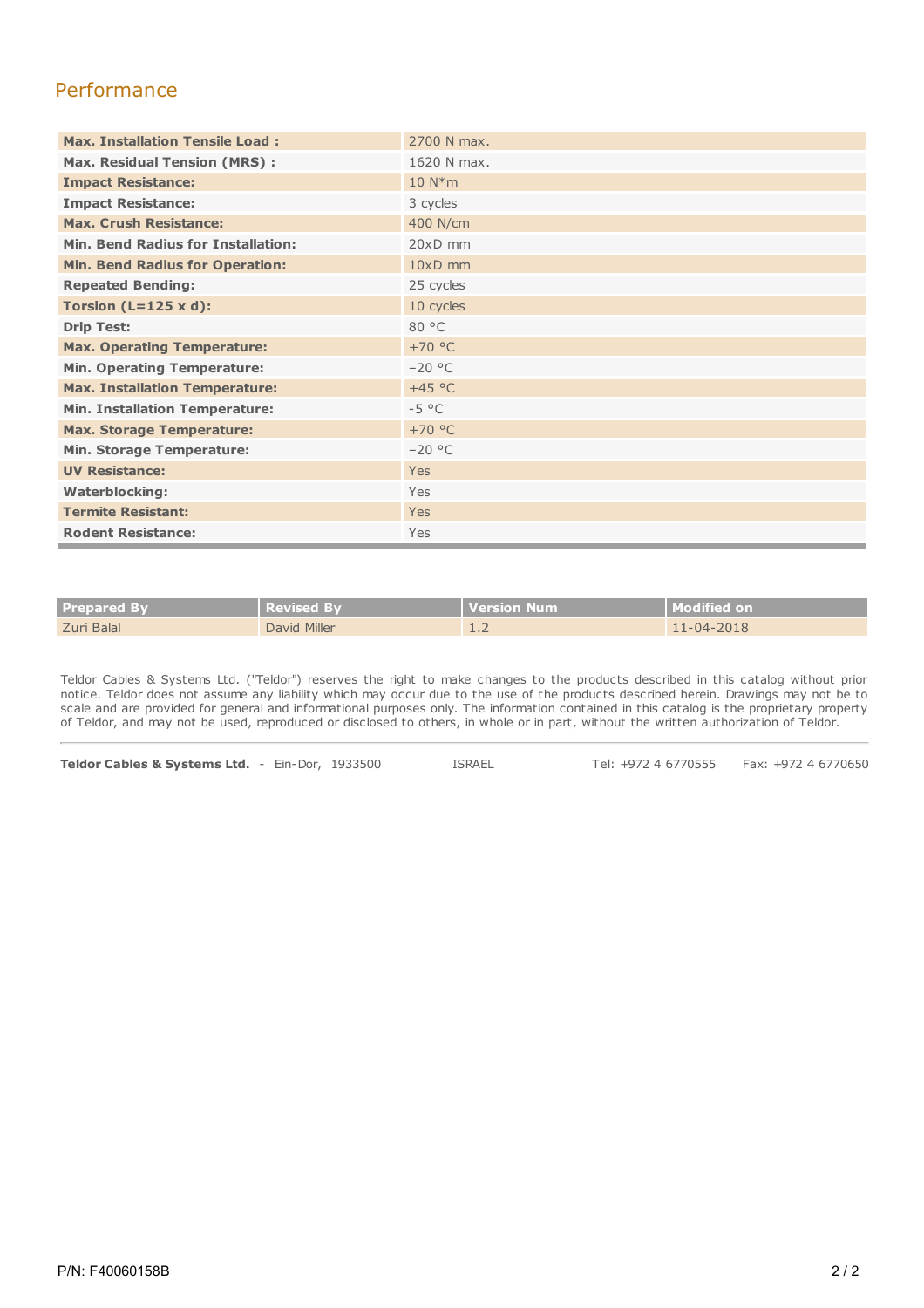## Performance

| | |
|---|---|
| **Max. Installation Tensile Load :** | 2700 N max. |
| **Max. Residual Tension (MRS) :** | 1620 N max. |
| **Impact Resistance:** | 10 N*m |
| **Impact Resistance:** | 3 cycles |
| **Max. Crush Resistance:** | 400 N/cm |
| **Min. Bend Radius for Installation:** | 20xD mm |
| **Min. Bend Radius for Operation:** | 10xD mm |
| **Repeated Bending:** | 25 cycles |
| **Torsion (L=125 x d):** | 10 cycles |
| **Drip Test:** | 80 °C |
| **Max. Operating Temperature:** | +70 °C |
| **Min. Operating Temperature:** | −20 °C |
| **Max. Installation Temperature:** | +45 °C |
| **Min. Installation Temperature:** | -5 °C |
| **Max. Storage Temperature:** | +70 °C |
| **Min. Storage Temperature:** | −20 °C |
| **UV Resistance:** | Yes |
| **Waterblocking:** | Yes |
| **Termite Resistant:** | Yes |
| **Rodent Resistance:** | Yes |

| Prepared By | Revised By | Version Num | Modified on |
|---|---|---|---|
| Zuri Balal | David Miller | 1.2 | 11-04-2018 |

Teldor Cables & Systems Ltd. ("Teldor") reserves the right to make changes to the products described in this catalog without prior notice. Teldor does not assume any liability which may occur due to the use of the products described herein. Drawings may not be to scale and are provided for general and informational purposes only. The information contained in this catalog is the proprietary property of Teldor, and may not be used, reproduced or disclosed to others, in whole or in part, without the written authorization of Teldor.

**Teldor Cables & Systems Ltd.** - Ein-Dor, 1933500 ISRAEL Tel: +972 4 6770555 Fax: +972 4 6770650

P/N: F40060158B